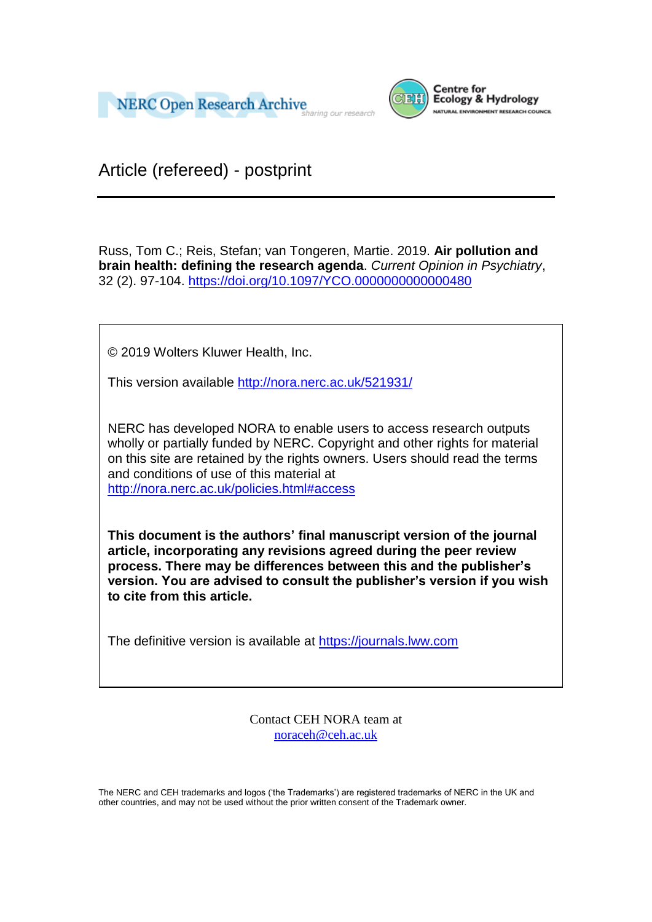NERC Open Research Archive — sharing our research

Centre for Ecology & Hydrology — NATURAL ENVIRONMENT RESEARCH COUNCIL

# Article (refereed) - postprint

Russ, Tom C.; Reis, Stefan; van Tongeren, Martie. 2019. **Air pollution and brain health: defining the research agenda**. *Current Opinion in Psychiatry*, 32 (2). 97-104. https://doi.org/10.1097/YCO.0000000000000480

© 2019 Wolters Kluwer Health, Inc.

This version available http://nora.nerc.ac.uk/521931/

NERC has developed NORA to enable users to access research outputs wholly or partially funded by NERC. Copyright and other rights for material on this site are retained by the rights owners. Users should read the terms and conditions of use of this material at http://nora.nerc.ac.uk/policies.html#access

**This document is the authors' final manuscript version of the journal article, incorporating any revisions agreed during the peer review process. There may be differences between this and the publisher's version. You are advised to consult the publisher's version if you wish to cite from this article.**

The definitive version is available at https://journals.lww.com

Contact CEH NORA team at noraceh@ceh.ac.uk

The NERC and CEH trademarks and logos ('the Trademarks') are registered trademarks of NERC in the UK and other countries, and may not be used without the prior written consent of the Trademark owner.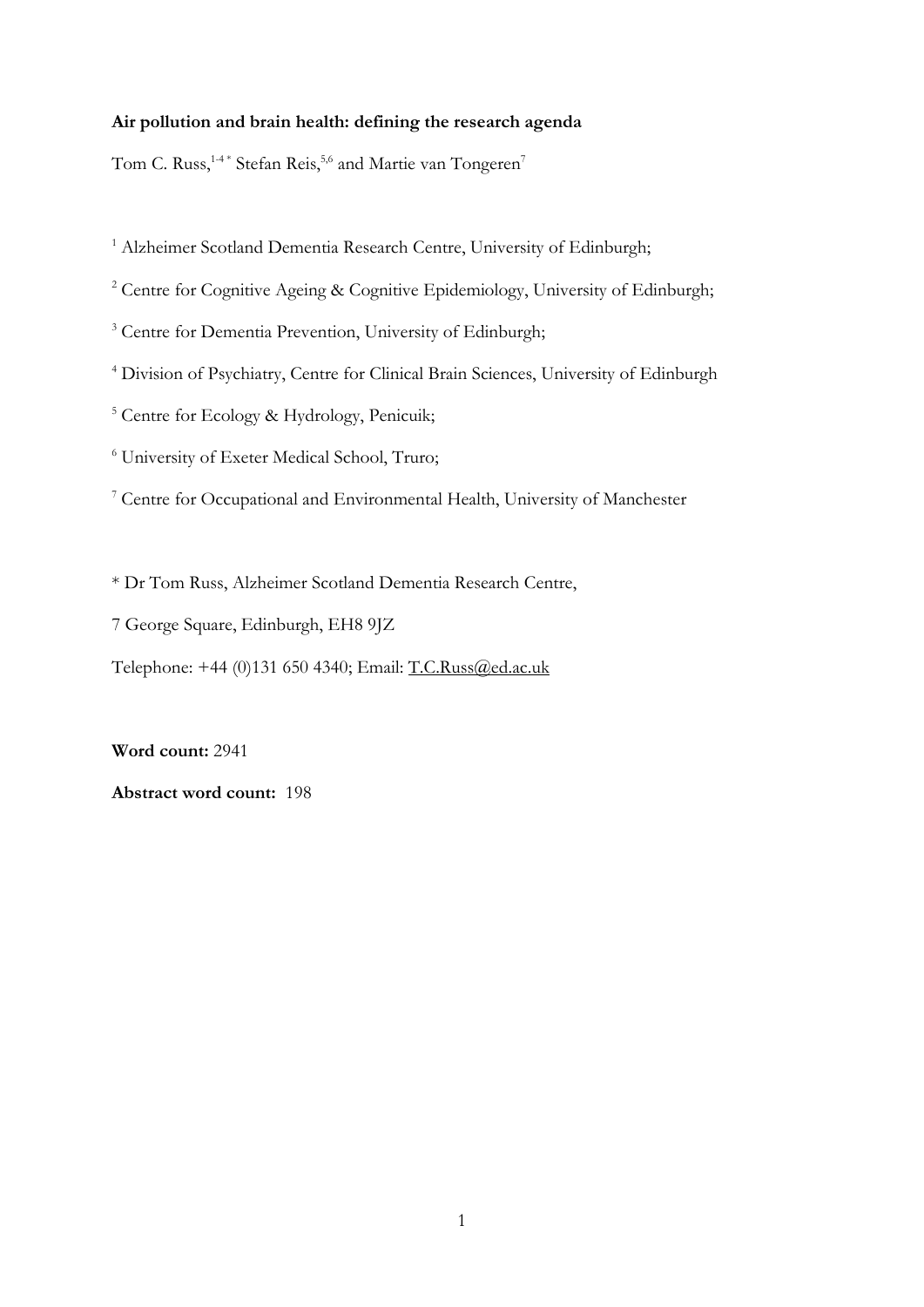**Air pollution and brain health: defining the research agenda**

Tom C. Russ,[1-4 *] Stefan Reis,[5,6] and Martie van Tongeren[7]

[1] Alzheimer Scotland Dementia Research Centre, University of Edinburgh;

[2] Centre for Cognitive Ageing & Cognitive Epidemiology, University of Edinburgh;

[3] Centre for Dementia Prevention, University of Edinburgh;

[4] Division of Psychiatry, Centre for Clinical Brain Sciences, University of Edinburgh

[5] Centre for Ecology & Hydrology, Penicuik;

[6] University of Exeter Medical School, Truro;

[7] Centre for Occupational and Environmental Health, University of Manchester

* Dr Tom Russ, Alzheimer Scotland Dementia Research Centre,

7 George Square, Edinburgh, EH8 9JZ

Telephone: +44 (0)131 650 4340; Email: T.C.Russ@ed.ac.uk

**Word count:** 2941

**Abstract word count:** 198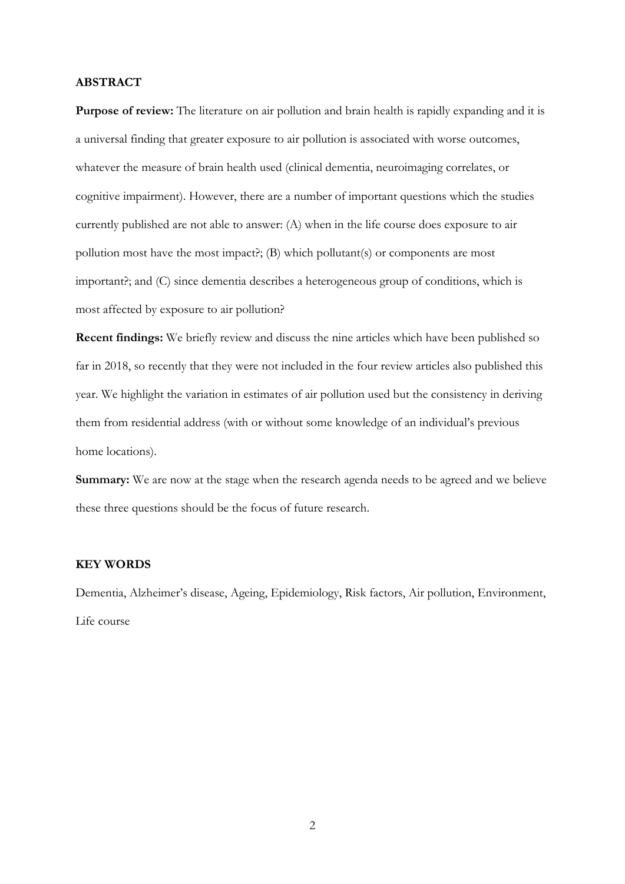## ABSTRACT

**Purpose of review:** The literature on air pollution and brain health is rapidly expanding and it is a universal finding that greater exposure to air pollution is associated with worse outcomes, whatever the measure of brain health used (clinical dementia, neuroimaging correlates, or cognitive impairment). However, there are a number of important questions which the studies currently published are not able to answer: (A) when in the life course does exposure to air pollution most have the most impact?; (B) which pollutant(s) or components are most important?; and (C) since dementia describes a heterogeneous group of conditions, which is most affected by exposure to air pollution?

**Recent findings:** We briefly review and discuss the nine articles which have been published so far in 2018, so recently that they were not included in the four review articles also published this year. We highlight the variation in estimates of air pollution used but the consistency in deriving them from residential address (with or without some knowledge of an individual's previous home locations).

**Summary:** We are now at the stage when the research agenda needs to be agreed and we believe these three questions should be the focus of future research.

## KEY WORDS

Dementia, Alzheimer's disease, Ageing, Epidemiology, Risk factors, Air pollution, Environment, Life course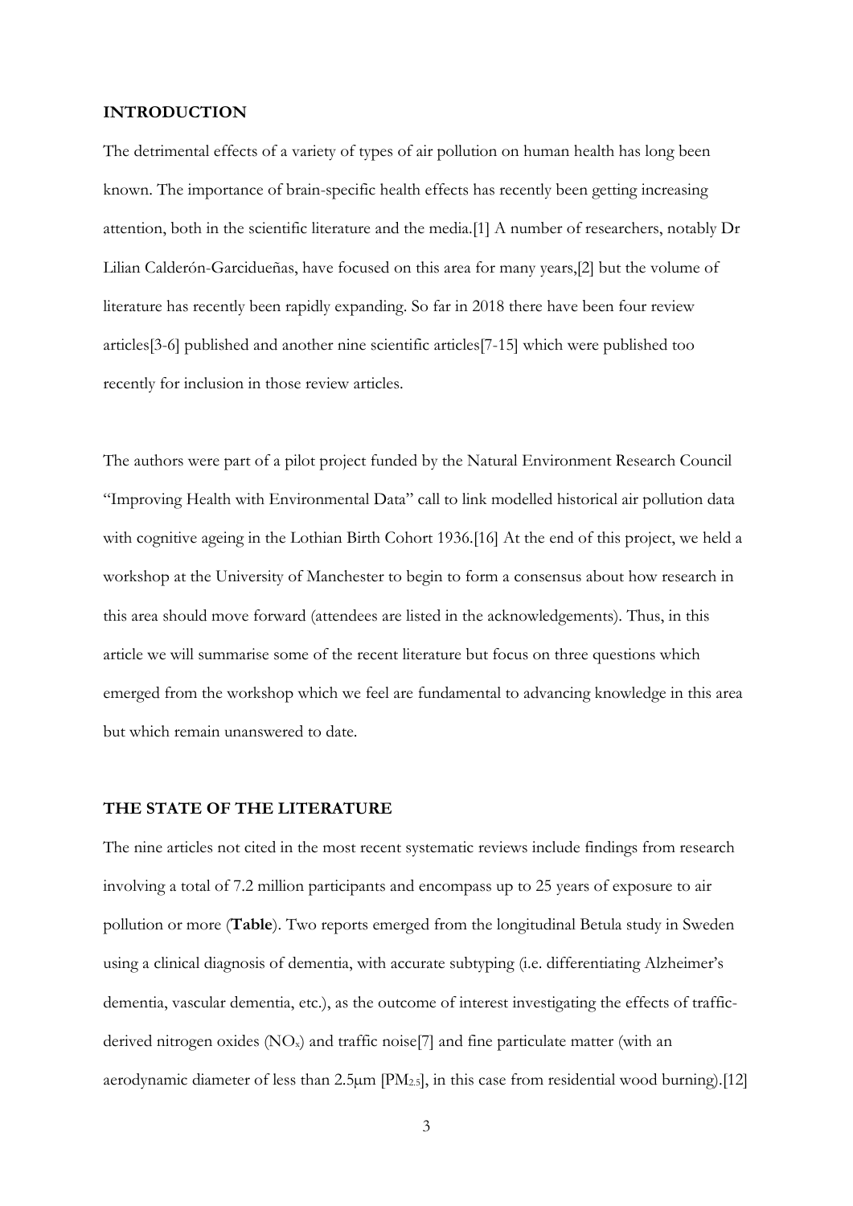## INTRODUCTION

The detrimental effects of a variety of types of air pollution on human health has long been known. The importance of brain-specific health effects has recently been getting increasing attention, both in the scientific literature and the media.[1] A number of researchers, notably Dr Lilian Calderón-Garcidueñas, have focused on this area for many years,[2] but the volume of literature has recently been rapidly expanding. So far in 2018 there have been four review articles[3-6] published and another nine scientific articles[7-15] which were published too recently for inclusion in those review articles.

The authors were part of a pilot project funded by the Natural Environment Research Council "Improving Health with Environmental Data" call to link modelled historical air pollution data with cognitive ageing in the Lothian Birth Cohort 1936.[16] At the end of this project, we held a workshop at the University of Manchester to begin to form a consensus about how research in this area should move forward (attendees are listed in the acknowledgements). Thus, in this article we will summarise some of the recent literature but focus on three questions which emerged from the workshop which we feel are fundamental to advancing knowledge in this area but which remain unanswered to date.

## THE STATE OF THE LITERATURE

The nine articles not cited in the most recent systematic reviews include findings from research involving a total of 7.2 million participants and encompass up to 25 years of exposure to air pollution or more (**Table**). Two reports emerged from the longitudinal Betula study in Sweden using a clinical diagnosis of dementia, with accurate subtyping (i.e. differentiating Alzheimer's dementia, vascular dementia, etc.), as the outcome of interest investigating the effects of traffic-derived nitrogen oxides ($NO_x$) and traffic noise[7] and fine particulate matter (with an aerodynamic diameter of less than 2.5μm [$PM_{2.5}$], in this case from residential wood burning).[12]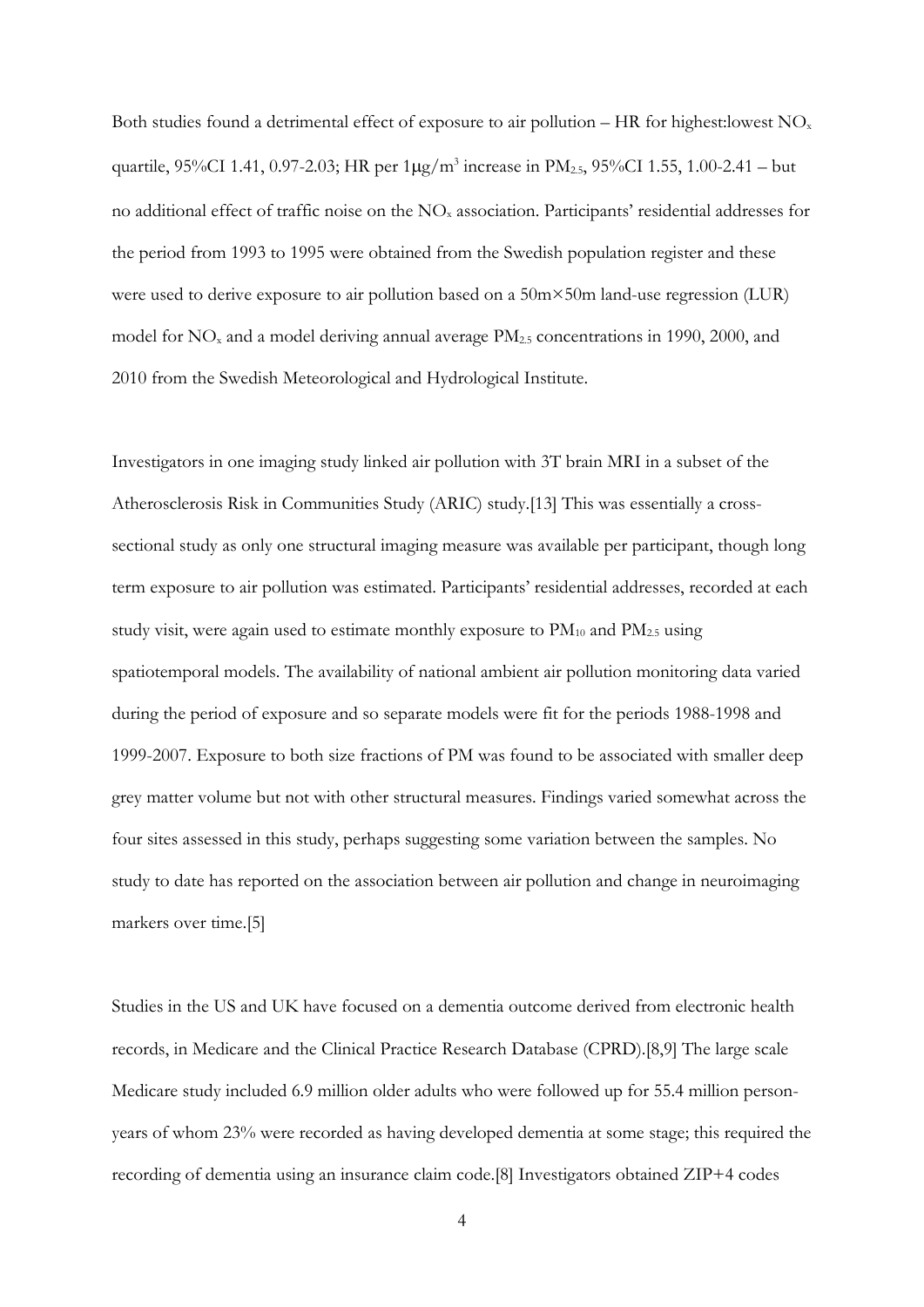Both studies found a detrimental effect of exposure to air pollution – HR for highest:lowest $NO_x$ quartile, 95%CI 1.41, 0.97-2.03; HR per 1$\mu g/m^3$ increase in $PM_{2.5}$, 95%CI 1.55, 1.00-2.41 – but no additional effect of traffic noise on the $NO_x$ association. Participants' residential addresses for the period from 1993 to 1995 were obtained from the Swedish population register and these were used to derive exposure to air pollution based on a 50m×50m land-use regression (LUR) model for $NO_x$ and a model deriving annual average $PM_{2.5}$ concentrations in 1990, 2000, and 2010 from the Swedish Meteorological and Hydrological Institute.

Investigators in one imaging study linked air pollution with 3T brain MRI in a subset of the Atherosclerosis Risk in Communities Study (ARIC) study.[13] This was essentially a cross-sectional study as only one structural imaging measure was available per participant, though long term exposure to air pollution was estimated. Participants' residential addresses, recorded at each study visit, were again used to estimate monthly exposure to $PM_{10}$ and $PM_{2.5}$ using spatiotemporal models. The availability of national ambient air pollution monitoring data varied during the period of exposure and so separate models were fit for the periods 1988-1998 and 1999-2007. Exposure to both size fractions of PM was found to be associated with smaller deep grey matter volume but not with other structural measures. Findings varied somewhat across the four sites assessed in this study, perhaps suggesting some variation between the samples. No study to date has reported on the association between air pollution and change in neuroimaging markers over time.[5]

Studies in the US and UK have focused on a dementia outcome derived from electronic health records, in Medicare and the Clinical Practice Research Database (CPRD).[8,9] The large scale Medicare study included 6.9 million older adults who were followed up for 55.4 million person-years of whom 23% were recorded as having developed dementia at some stage; this required the recording of dementia using an insurance claim code.[8] Investigators obtained ZIP+4 codes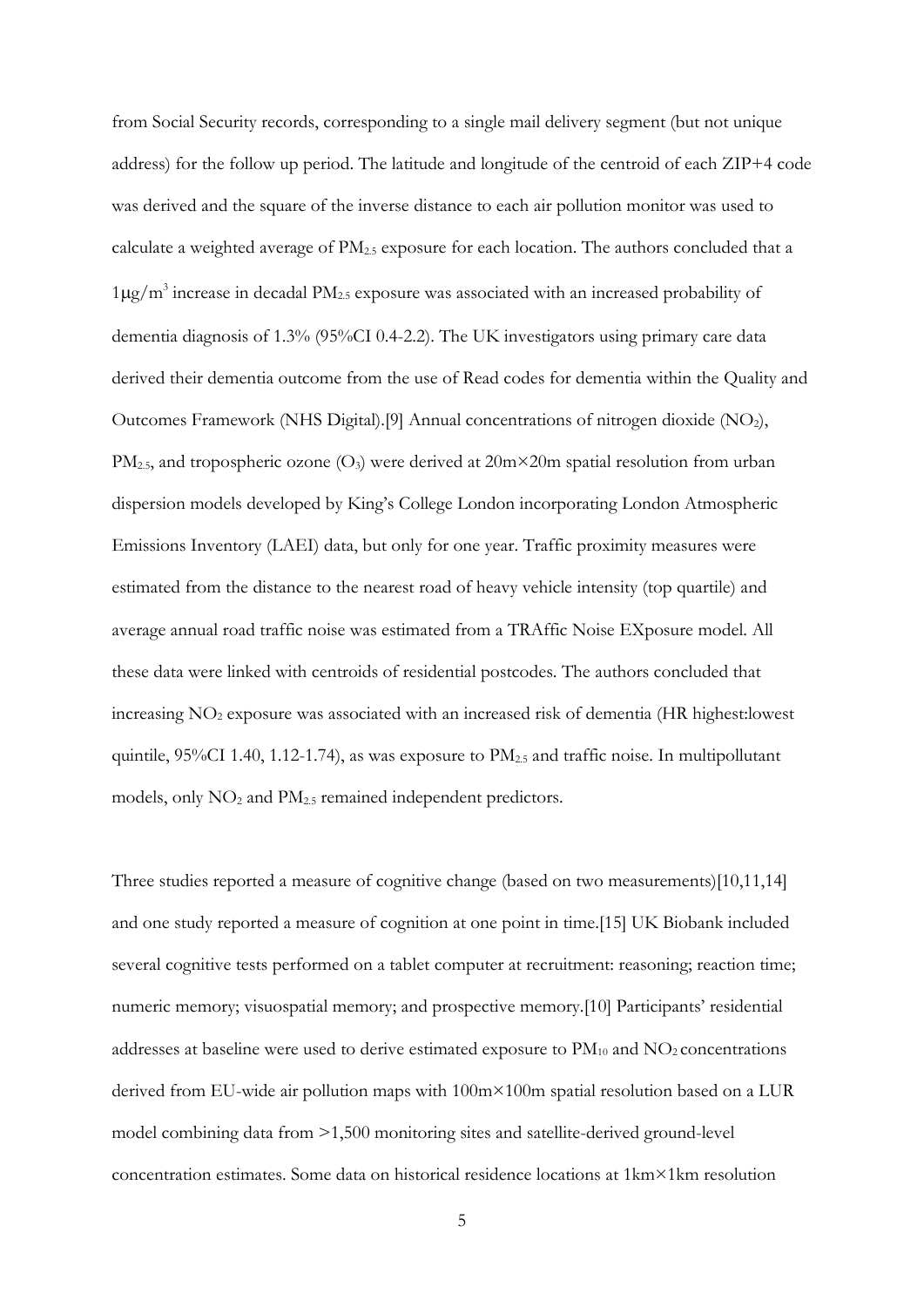from Social Security records, corresponding to a single mail delivery segment (but not unique address) for the follow up period. The latitude and longitude of the centroid of each ZIP+4 code was derived and the square of the inverse distance to each air pollution monitor was used to calculate a weighted average of $PM_{2.5}$ exposure for each location. The authors concluded that a $1\mu g/m^3$ increase in decadal $PM_{2.5}$ exposure was associated with an increased probability of dementia diagnosis of 1.3% (95%CI 0.4-2.2). The UK investigators using primary care data derived their dementia outcome from the use of Read codes for dementia within the Quality and Outcomes Framework (NHS Digital).[9] Annual concentrations of nitrogen dioxide ($NO_2$), $PM_{2.5}$, and tropospheric ozone ($O_3$) were derived at 20m×20m spatial resolution from urban dispersion models developed by King's College London incorporating London Atmospheric Emissions Inventory (LAEI) data, but only for one year. Traffic proximity measures were estimated from the distance to the nearest road of heavy vehicle intensity (top quartile) and average annual road traffic noise was estimated from a TRAffic Noise EXposure model. All these data were linked with centroids of residential postcodes. The authors concluded that increasing $NO_2$ exposure was associated with an increased risk of dementia (HR highest:lowest quintile, 95%CI 1.40, 1.12-1.74), as was exposure to $PM_{2.5}$ and traffic noise. In multipollutant models, only $NO_2$ and $PM_{2.5}$ remained independent predictors.

Three studies reported a measure of cognitive change (based on two measurements)[10,11,14] and one study reported a measure of cognition at one point in time.[15] UK Biobank included several cognitive tests performed on a tablet computer at recruitment: reasoning; reaction time; numeric memory; visuospatial memory; and prospective memory.[10] Participants' residential addresses at baseline were used to derive estimated exposure to $PM_{10}$ and $NO_2$ concentrations derived from EU-wide air pollution maps with 100m×100m spatial resolution based on a LUR model combining data from >1,500 monitoring sites and satellite-derived ground-level concentration estimates. Some data on historical residence locations at 1km×1km resolution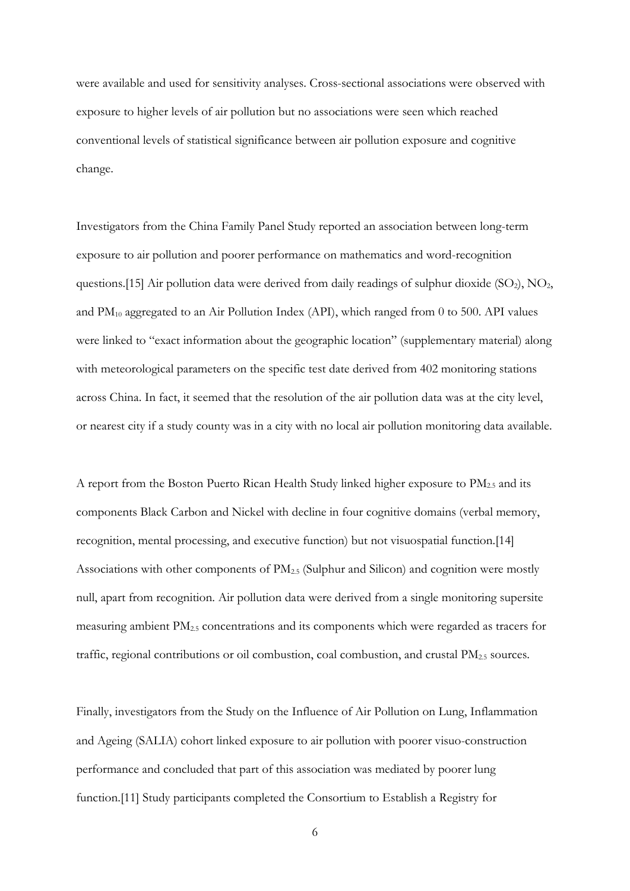were available and used for sensitivity analyses. Cross-sectional associations were observed with exposure to higher levels of air pollution but no associations were seen which reached conventional levels of statistical significance between air pollution exposure and cognitive change.

Investigators from the China Family Panel Study reported an association between long-term exposure to air pollution and poorer performance on mathematics and word-recognition questions.[15] Air pollution data were derived from daily readings of sulphur dioxide ($SO_2$), $NO_2$, and $PM_{10}$ aggregated to an Air Pollution Index (API), which ranged from 0 to 500. API values were linked to "exact information about the geographic location" (supplementary material) along with meteorological parameters on the specific test date derived from 402 monitoring stations across China. In fact, it seemed that the resolution of the air pollution data was at the city level, or nearest city if a study county was in a city with no local air pollution monitoring data available.

A report from the Boston Puerto Rican Health Study linked higher exposure to $PM_{2.5}$ and its components Black Carbon and Nickel with decline in four cognitive domains (verbal memory, recognition, mental processing, and executive function) but not visuospatial function.[14] Associations with other components of $PM_{2.5}$ (Sulphur and Silicon) and cognition were mostly null, apart from recognition. Air pollution data were derived from a single monitoring supersite measuring ambient $PM_{2.5}$ concentrations and its components which were regarded as tracers for traffic, regional contributions or oil combustion, coal combustion, and crustal $PM_{2.5}$ sources.

Finally, investigators from the Study on the Influence of Air Pollution on Lung, Inflammation and Ageing (SALIA) cohort linked exposure to air pollution with poorer visuo-construction performance and concluded that part of this association was mediated by poorer lung function.[11] Study participants completed the Consortium to Establish a Registry for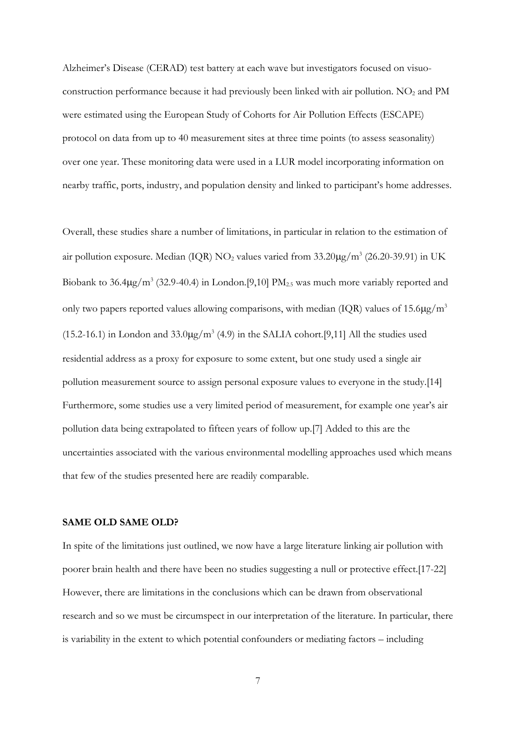Alzheimer's Disease (CERAD) test battery at each wave but investigators focused on visuo-construction performance because it had previously been linked with air pollution. $NO_2$ and PM were estimated using the European Study of Cohorts for Air Pollution Effects (ESCAPE) protocol on data from up to 40 measurement sites at three time points (to assess seasonality) over one year. These monitoring data were used in a LUR model incorporating information on nearby traffic, ports, industry, and population density and linked to participant's home addresses.

Overall, these studies share a number of limitations, in particular in relation to the estimation of air pollution exposure. Median (IQR) $NO_2$ values varied from 33.20μg/$m^3$ (26.20-39.91) in UK Biobank to 36.4μg/$m^3$ (32.9-40.4) in London.[9,10] $PM_{2.5}$ was much more variably reported and only two papers reported values allowing comparisons, with median (IQR) values of 15.6μg/$m^3$ (15.2-16.1) in London and 33.0μg/$m^3$ (4.9) in the SALIA cohort.[9,11] All the studies used residential address as a proxy for exposure to some extent, but one study used a single air pollution measurement source to assign personal exposure values to everyone in the study.[14] Furthermore, some studies use a very limited period of measurement, for example one year's air pollution data being extrapolated to fifteen years of follow up.[7] Added to this are the uncertainties associated with the various environmental modelling approaches used which means that few of the studies presented here are readily comparable.

**SAME OLD SAME OLD?**

In spite of the limitations just outlined, we now have a large literature linking air pollution with poorer brain health and there have been no studies suggesting a null or protective effect.[17-22] However, there are limitations in the conclusions which can be drawn from observational research and so we must be circumspect in our interpretation of the literature. In particular, there is variability in the extent to which potential confounders or mediating factors – including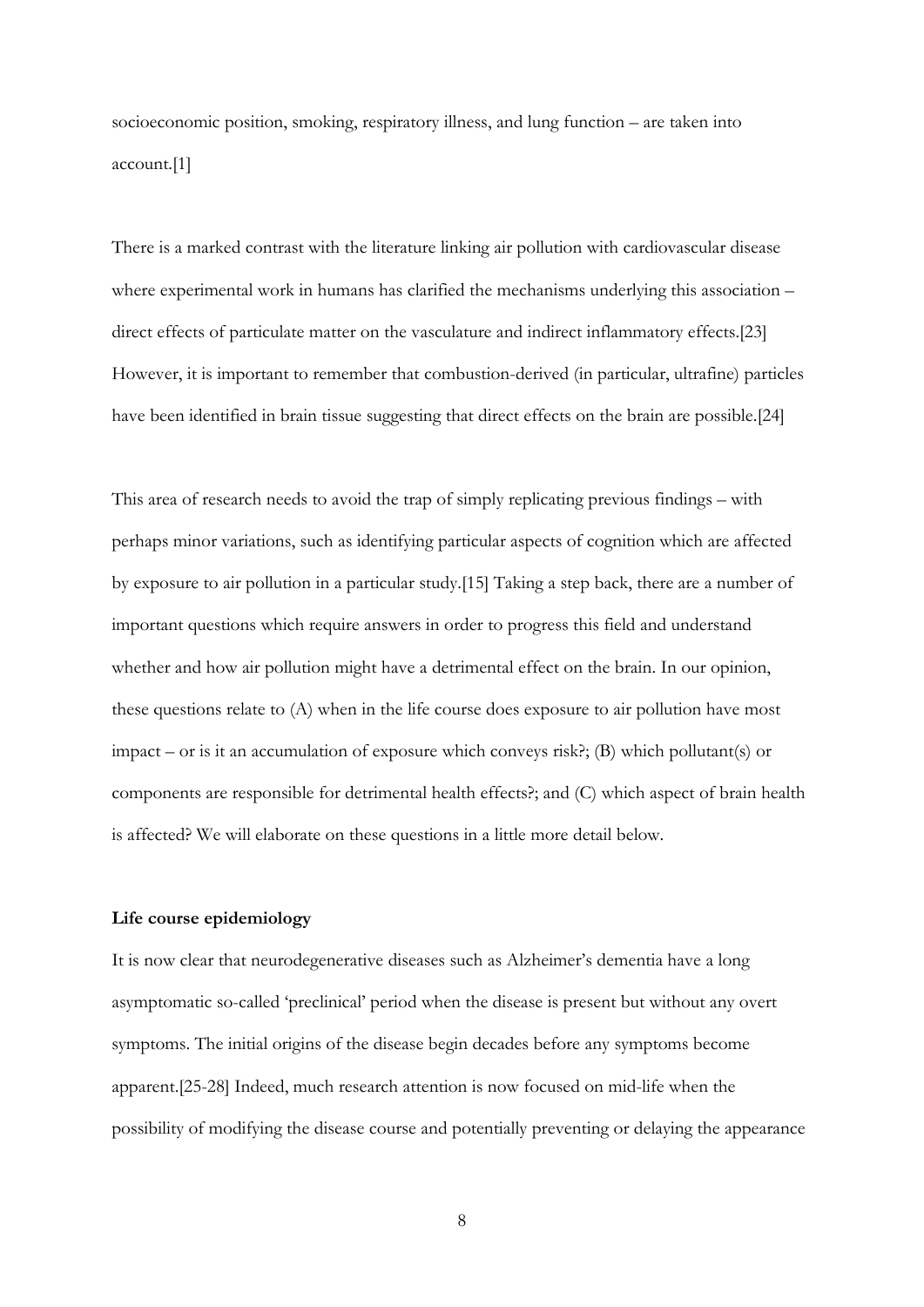socioeconomic position, smoking, respiratory illness, and lung function – are taken into account.[1]

There is a marked contrast with the literature linking air pollution with cardiovascular disease where experimental work in humans has clarified the mechanisms underlying this association – direct effects of particulate matter on the vasculature and indirect inflammatory effects.[23] However, it is important to remember that combustion-derived (in particular, ultrafine) particles have been identified in brain tissue suggesting that direct effects on the brain are possible.[24]

This area of research needs to avoid the trap of simply replicating previous findings – with perhaps minor variations, such as identifying particular aspects of cognition which are affected by exposure to air pollution in a particular study.[15] Taking a step back, there are a number of important questions which require answers in order to progress this field and understand whether and how air pollution might have a detrimental effect on the brain. In our opinion, these questions relate to (A) when in the life course does exposure to air pollution have most impact – or is it an accumulation of exposure which conveys risk?; (B) which pollutant(s) or components are responsible for detrimental health effects?; and (C) which aspect of brain health is affected? We will elaborate on these questions in a little more detail below.

**Life course epidemiology**

It is now clear that neurodegenerative diseases such as Alzheimer's dementia have a long asymptomatic so-called 'preclinical' period when the disease is present but without any overt symptoms. The initial origins of the disease begin decades before any symptoms become apparent.[25-28] Indeed, much research attention is now focused on mid-life when the possibility of modifying the disease course and potentially preventing or delaying the appearance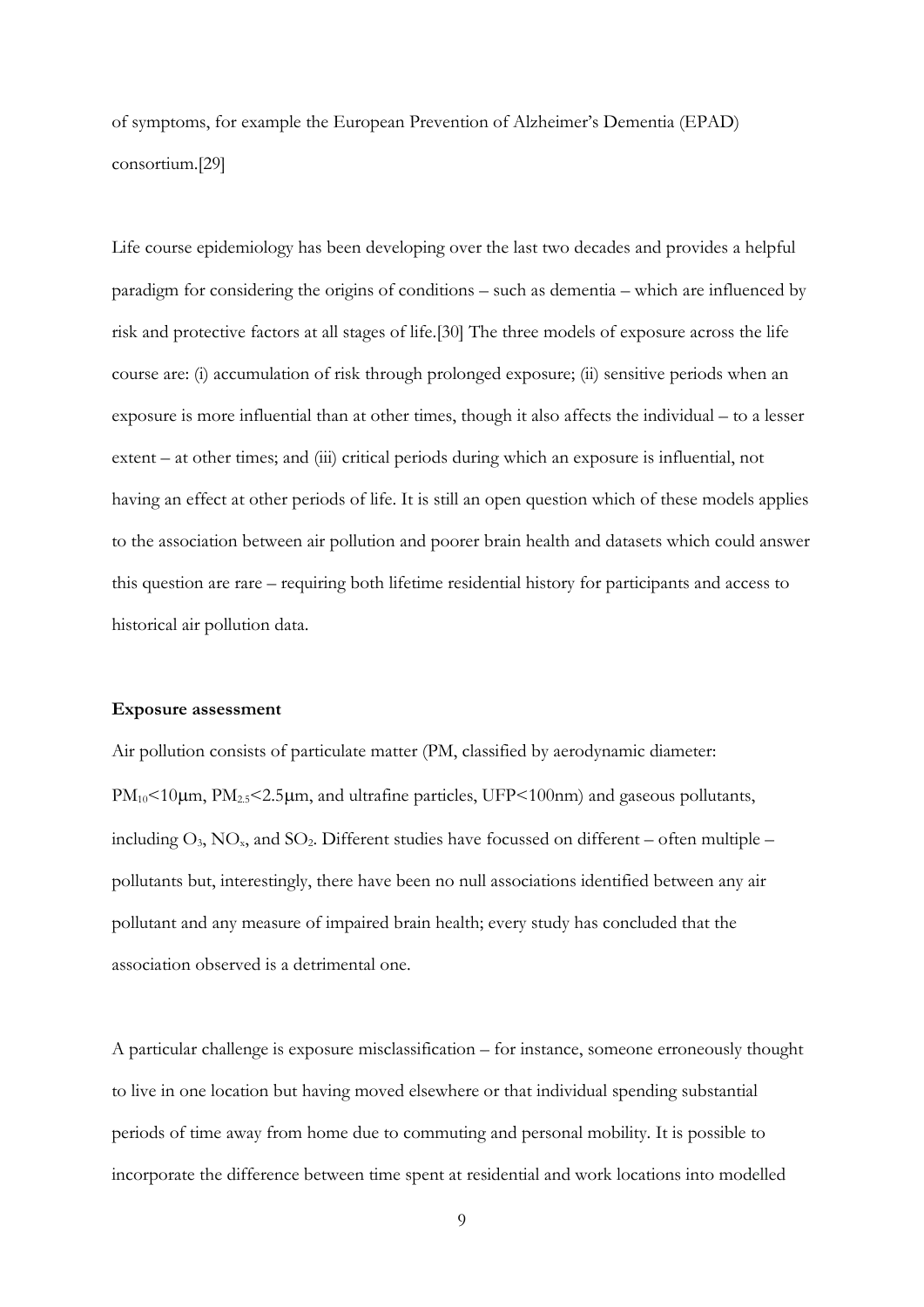of symptoms, for example the European Prevention of Alzheimer's Dementia (EPAD) consortium.[29]

Life course epidemiology has been developing over the last two decades and provides a helpful paradigm for considering the origins of conditions – such as dementia – which are influenced by risk and protective factors at all stages of life.[30] The three models of exposure across the life course are: (i) accumulation of risk through prolonged exposure; (ii) sensitive periods when an exposure is more influential than at other times, though it also affects the individual – to a lesser extent – at other times; and (iii) critical periods during which an exposure is influential, not having an effect at other periods of life. It is still an open question which of these models applies to the association between air pollution and poorer brain health and datasets which could answer this question are rare – requiring both lifetime residential history for participants and access to historical air pollution data.

**Exposure assessment**

Air pollution consists of particulate matter (PM, classified by aerodynamic diameter: $PM_{10}$<10μm, $PM_{2.5}$<2.5μm, and ultrafine particles, UFP<100nm) and gaseous pollutants, including $O_3$, $NO_x$, and $SO_2$. Different studies have focussed on different – often multiple – pollutants but, interestingly, there have been no null associations identified between any air pollutant and any measure of impaired brain health; every study has concluded that the association observed is a detrimental one.

A particular challenge is exposure misclassification – for instance, someone erroneously thought to live in one location but having moved elsewhere or that individual spending substantial periods of time away from home due to commuting and personal mobility. It is possible to incorporate the difference between time spent at residential and work locations into modelled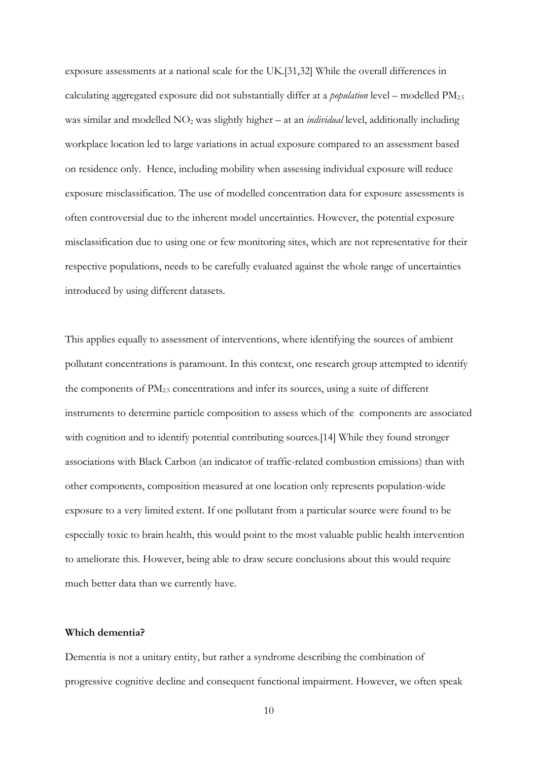exposure assessments at a national scale for the UK.[31,32] While the overall differences in calculating aggregated exposure did not substantially differ at a *population* level – modelled $PM_{2.5}$ was similar and modelled $NO_2$ was slightly higher – at an *individual* level, additionally including workplace location led to large variations in actual exposure compared to an assessment based on residence only. Hence, including mobility when assessing individual exposure will reduce exposure misclassification. The use of modelled concentration data for exposure assessments is often controversial due to the inherent model uncertainties. However, the potential exposure misclassification due to using one or few monitoring sites, which are not representative for their respective populations, needs to be carefully evaluated against the whole range of uncertainties introduced by using different datasets.

This applies equally to assessment of interventions, where identifying the sources of ambient pollutant concentrations is paramount. In this context, one research group attempted to identify the components of $PM_{2.5}$ concentrations and infer its sources, using a suite of different instruments to determine particle composition to assess which of the components are associated with cognition and to identify potential contributing sources.[14] While they found stronger associations with Black Carbon (an indicator of traffic-related combustion emissions) than with other components, composition measured at one location only represents population-wide exposure to a very limited extent. If one pollutant from a particular source were found to be especially toxic to brain health, this would point to the most valuable public health intervention to ameliorate this. However, being able to draw secure conclusions about this would require much better data than we currently have.

**Which dementia?**

Dementia is not a unitary entity, but rather a syndrome describing the combination of progressive cognitive decline and consequent functional impairment. However, we often speak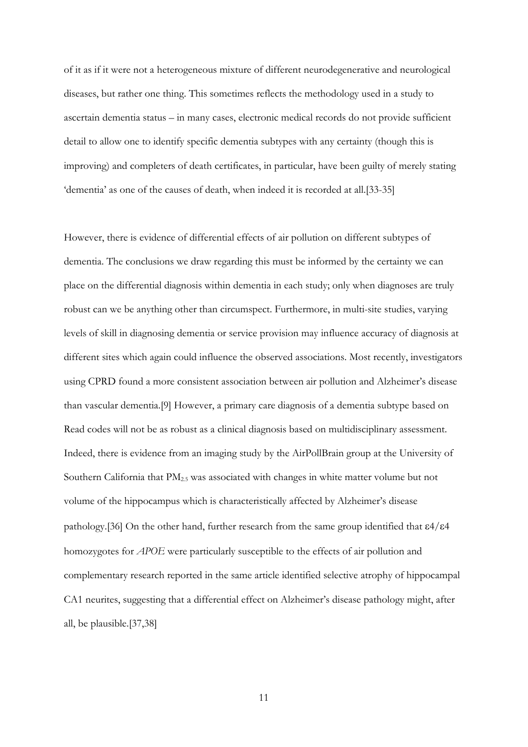of it as if it were not a heterogeneous mixture of different neurodegenerative and neurological diseases, but rather one thing. This sometimes reflects the methodology used in a study to ascertain dementia status – in many cases, electronic medical records do not provide sufficient detail to allow one to identify specific dementia subtypes with any certainty (though this is improving) and completers of death certificates, in particular, have been guilty of merely stating 'dementia' as one of the causes of death, when indeed it is recorded at all.[33-35]

However, there is evidence of differential effects of air pollution on different subtypes of dementia. The conclusions we draw regarding this must be informed by the certainty we can place on the differential diagnosis within dementia in each study; only when diagnoses are truly robust can we be anything other than circumspect. Furthermore, in multi-site studies, varying levels of skill in diagnosing dementia or service provision may influence accuracy of diagnosis at different sites which again could influence the observed associations. Most recently, investigators using CPRD found a more consistent association between air pollution and Alzheimer's disease than vascular dementia.[9] However, a primary care diagnosis of a dementia subtype based on Read codes will not be as robust as a clinical diagnosis based on multidisciplinary assessment. Indeed, there is evidence from an imaging study by the AirPollBrain group at the University of Southern California that $PM_{2.5}$ was associated with changes in white matter volume but not volume of the hippocampus which is characteristically affected by Alzheimer's disease pathology.[36] On the other hand, further research from the same group identified that $\varepsilon4/\varepsilon4$ homozygotes for *APOE* were particularly susceptible to the effects of air pollution and complementary research reported in the same article identified selective atrophy of hippocampal CA1 neurites, suggesting that a differential effect on Alzheimer's disease pathology might, after all, be plausible.[37,38]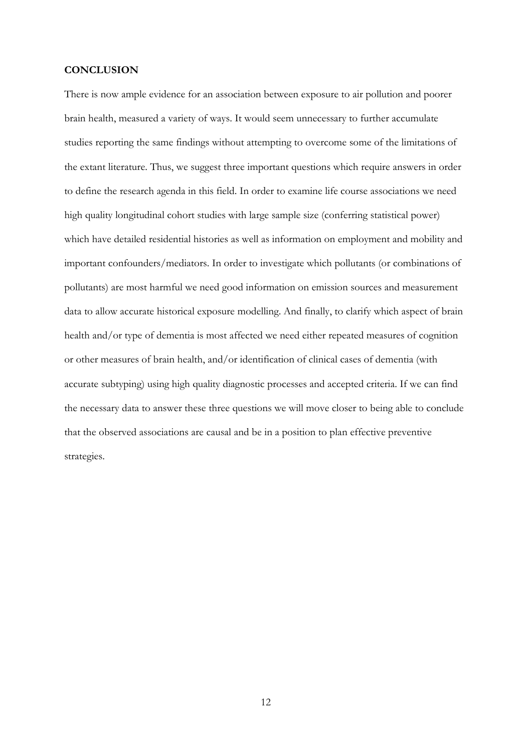## CONCLUSION

There is now ample evidence for an association between exposure to air pollution and poorer brain health, measured a variety of ways. It would seem unnecessary to further accumulate studies reporting the same findings without attempting to overcome some of the limitations of the extant literature. Thus, we suggest three important questions which require answers in order to define the research agenda in this field. In order to examine life course associations we need high quality longitudinal cohort studies with large sample size (conferring statistical power) which have detailed residential histories as well as information on employment and mobility and important confounders/mediators. In order to investigate which pollutants (or combinations of pollutants) are most harmful we need good information on emission sources and measurement data to allow accurate historical exposure modelling. And finally, to clarify which aspect of brain health and/or type of dementia is most affected we need either repeated measures of cognition or other measures of brain health, and/or identification of clinical cases of dementia (with accurate subtyping) using high quality diagnostic processes and accepted criteria. If we can find the necessary data to answer these three questions we will move closer to being able to conclude that the observed associations are causal and be in a position to plan effective preventive strategies.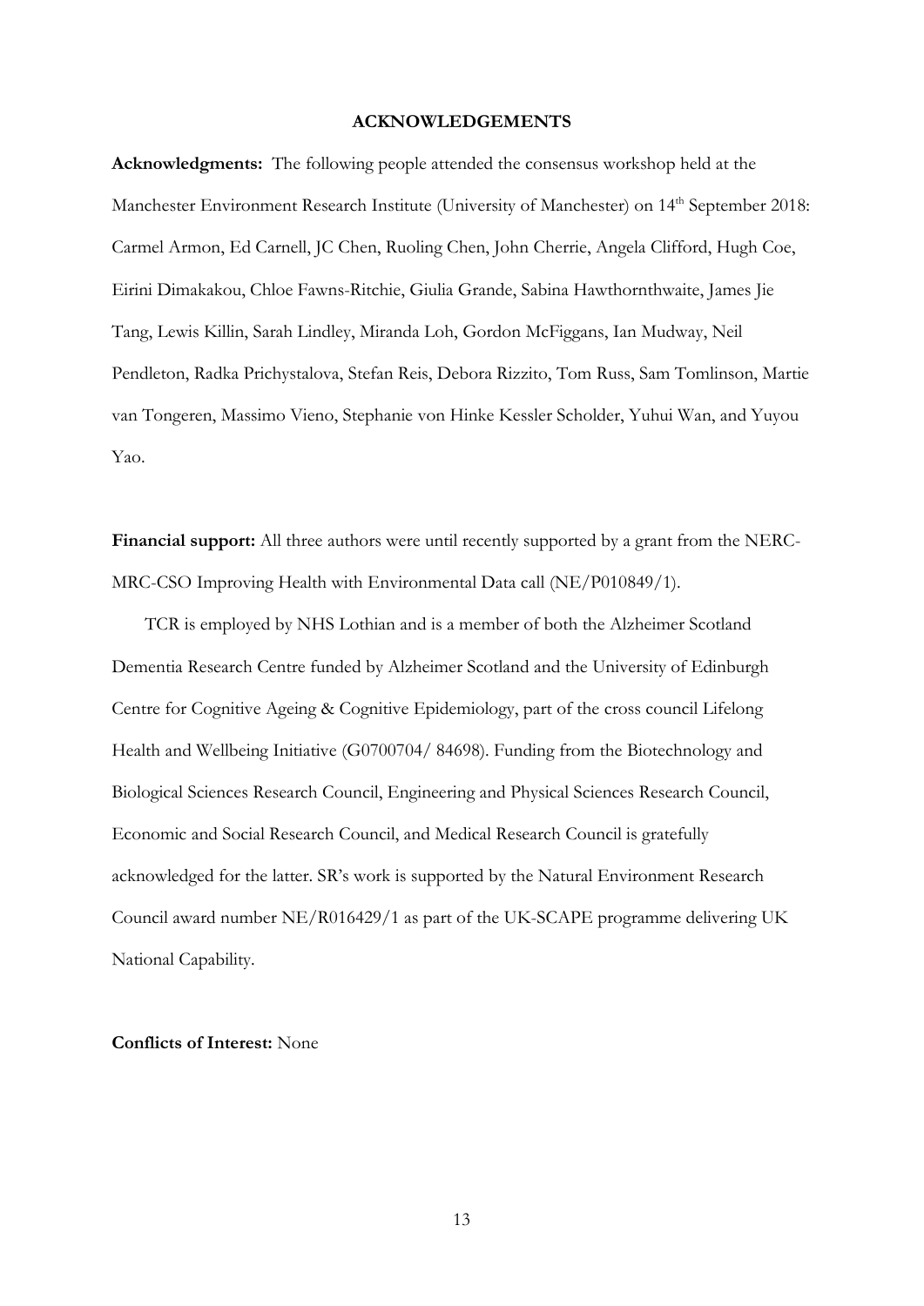## ACKNOWLEDGEMENTS

**Acknowledgments:** The following people attended the consensus workshop held at the Manchester Environment Research Institute (University of Manchester) on 14th September 2018: Carmel Armon, Ed Carnell, JC Chen, Ruoling Chen, John Cherrie, Angela Clifford, Hugh Coe, Eirini Dimakakou, Chloe Fawns-Ritchie, Giulia Grande, Sabina Hawthornthwaite, James Jie Tang, Lewis Killin, Sarah Lindley, Miranda Loh, Gordon McFiggans, Ian Mudway, Neil Pendleton, Radka Prichystalova, Stefan Reis, Debora Rizzito, Tom Russ, Sam Tomlinson, Martie van Tongeren, Massimo Vieno, Stephanie von Hinke Kessler Scholder, Yuhui Wan, and Yuyou Yao.

**Financial support:** All three authors were until recently supported by a grant from the NERC-MRC-CSO Improving Health with Environmental Data call (NE/P010849/1).

TCR is employed by NHS Lothian and is a member of both the Alzheimer Scotland Dementia Research Centre funded by Alzheimer Scotland and the University of Edinburgh Centre for Cognitive Ageing & Cognitive Epidemiology, part of the cross council Lifelong Health and Wellbeing Initiative (G0700704/ 84698). Funding from the Biotechnology and Biological Sciences Research Council, Engineering and Physical Sciences Research Council, Economic and Social Research Council, and Medical Research Council is gratefully acknowledged for the latter. SR's work is supported by the Natural Environment Research Council award number NE/R016429/1 as part of the UK-SCAPE programme delivering UK National Capability.

**Conflicts of Interest:** None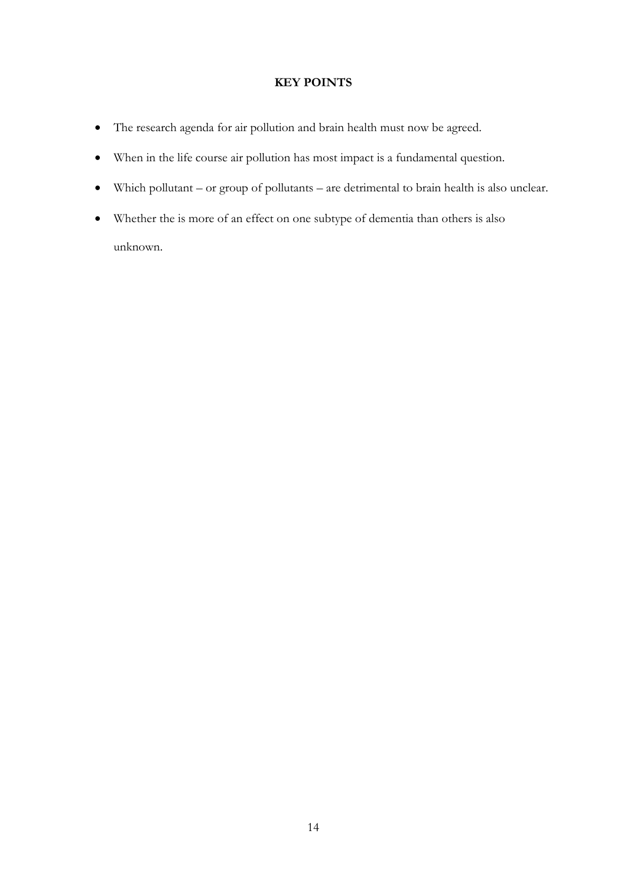## KEY POINTS

- The research agenda for air pollution and brain health must now be agreed.
- When in the life course air pollution has most impact is a fundamental question.
- Which pollutant – or group of pollutants – are detrimental to brain health is also unclear.
- Whether the is more of an effect on one subtype of dementia than others is also unknown.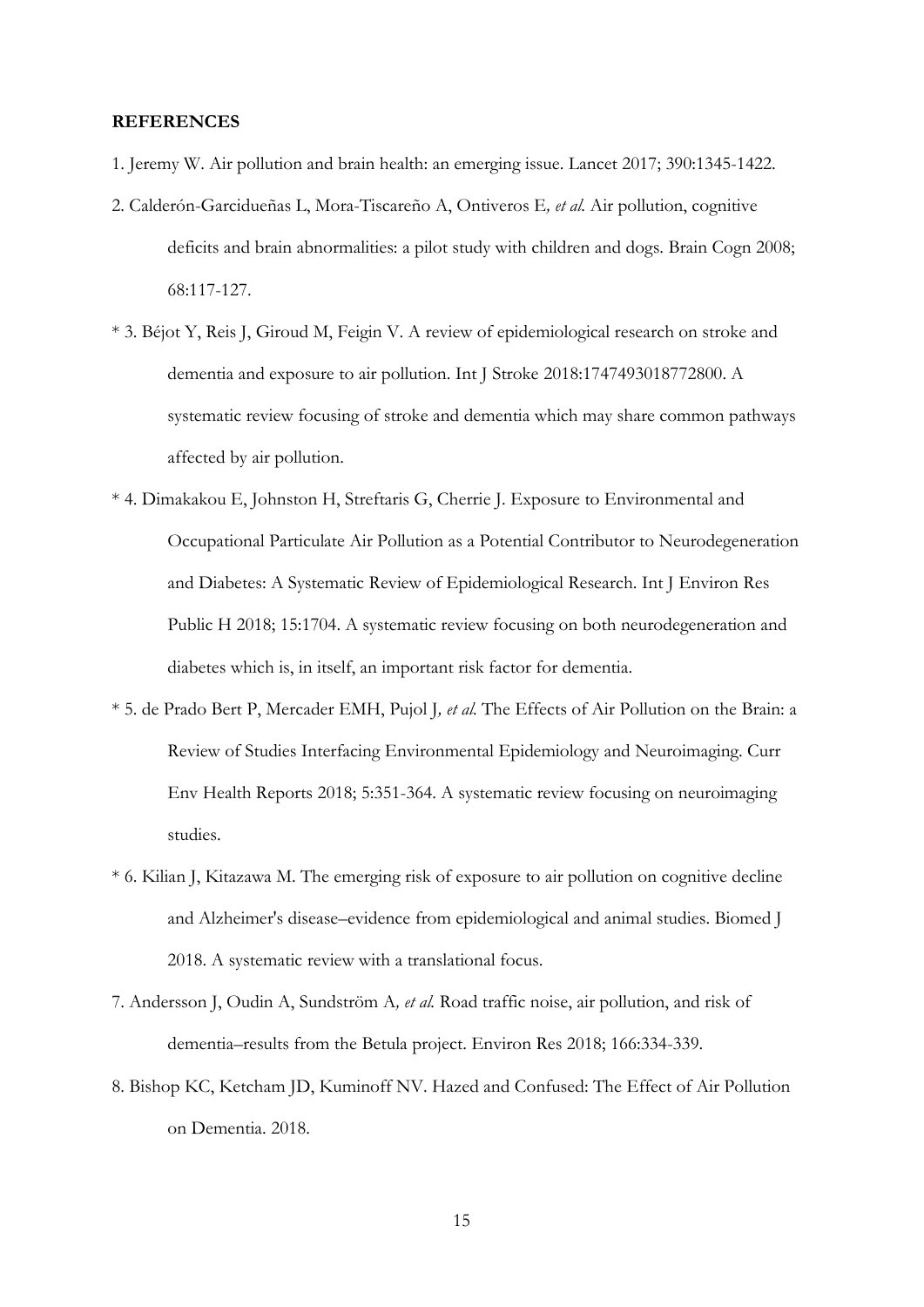**REFERENCES**

1. Jeremy W. Air pollution and brain health: an emerging issue. Lancet 2017; 390:1345-1422.

2. Calderón-Garcidueñas L, Mora-Tiscareño A, Ontiveros E*, et al.* Air pollution, cognitive deficits and brain abnormalities: a pilot study with children and dogs. Brain Cogn 2008; 68:117-127.

* 3. Béjot Y, Reis J, Giroud M, Feigin V. A review of epidemiological research on stroke and dementia and exposure to air pollution. Int J Stroke 2018:1747493018772800. A systematic review focusing of stroke and dementia which may share common pathways affected by air pollution.

* 4. Dimakakou E, Johnston H, Streftaris G, Cherrie J. Exposure to Environmental and Occupational Particulate Air Pollution as a Potential Contributor to Neurodegeneration and Diabetes: A Systematic Review of Epidemiological Research. Int J Environ Res Public H 2018; 15:1704. A systematic review focusing on both neurodegeneration and diabetes which is, in itself, an important risk factor for dementia.

* 5. de Prado Bert P, Mercader EMH, Pujol J*, et al.* The Effects of Air Pollution on the Brain: a Review of Studies Interfacing Environmental Epidemiology and Neuroimaging. Curr Env Health Reports 2018; 5:351-364. A systematic review focusing on neuroimaging studies.

* 6. Kilian J, Kitazawa M. The emerging risk of exposure to air pollution on cognitive decline and Alzheimer's disease–evidence from epidemiological and animal studies. Biomed J 2018. A systematic review with a translational focus.

7. Andersson J, Oudin A, Sundström A*, et al.* Road traffic noise, air pollution, and risk of dementia–results from the Betula project. Environ Res 2018; 166:334-339.

8. Bishop KC, Ketcham JD, Kuminoff NV. Hazed and Confused: The Effect of Air Pollution on Dementia. 2018.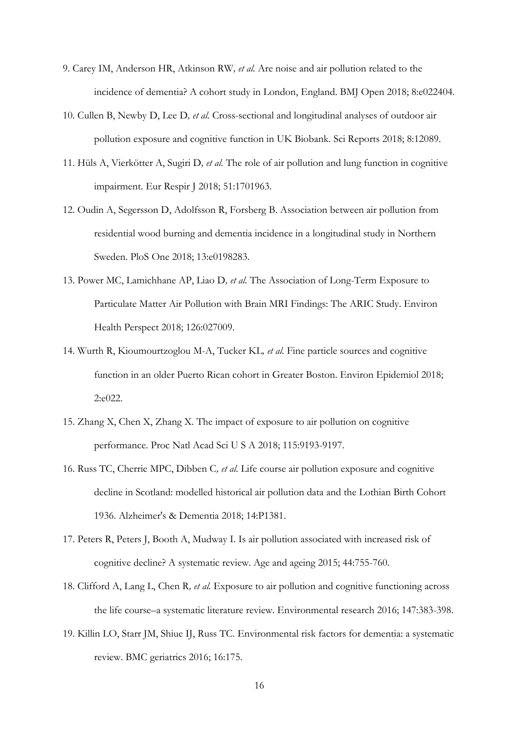9. Carey IM, Anderson HR, Atkinson RW*, et al.* Are noise and air pollution related to the incidence of dementia? A cohort study in London, England. BMJ Open 2018; 8:e022404.

10. Cullen B, Newby D, Lee D*, et al.* Cross-sectional and longitudinal analyses of outdoor air pollution exposure and cognitive function in UK Biobank. Sci Reports 2018; 8:12089.

11. Hüls A, Vierkötter A, Sugiri D*, et al.* The role of air pollution and lung function in cognitive impairment. Eur Respir J 2018; 51:1701963.

12. Oudin A, Segersson D, Adolfsson R, Forsberg B. Association between air pollution from residential wood burning and dementia incidence in a longitudinal study in Northern Sweden. PloS One 2018; 13:e0198283.

13. Power MC, Lamichhane AP, Liao D*, et al.* The Association of Long-Term Exposure to Particulate Matter Air Pollution with Brain MRI Findings: The ARIC Study. Environ Health Perspect 2018; 126:027009.

14. Wurth R, Kioumourtzoglou M-A, Tucker KL*, et al.* Fine particle sources and cognitive function in an older Puerto Rican cohort in Greater Boston. Environ Epidemiol 2018; 2:e022.

15. Zhang X, Chen X, Zhang X. The impact of exposure to air pollution on cognitive performance. Proc Natl Acad Sci U S A 2018; 115:9193-9197.

16. Russ TC, Cherrie MPC, Dibben C*, et al.* Life course air pollution exposure and cognitive decline in Scotland: modelled historical air pollution data and the Lothian Birth Cohort 1936. Alzheimer's & Dementia 2018; 14:P1381.

17. Peters R, Peters J, Booth A, Mudway I. Is air pollution associated with increased risk of cognitive decline? A systematic review. Age and ageing 2015; 44:755-760.

18. Clifford A, Lang L, Chen R*, et al.* Exposure to air pollution and cognitive functioning across the life course–a systematic literature review. Environmental research 2016; 147:383-398.

19. Killin LO, Starr JM, Shiue IJ, Russ TC. Environmental risk factors for dementia: a systematic review. BMC geriatrics 2016; 16:175.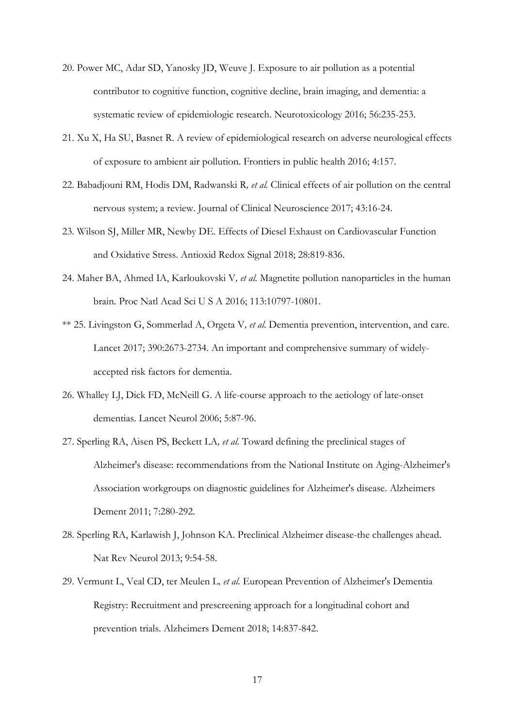20. Power MC, Adar SD, Yanosky JD, Weuve J. Exposure to air pollution as a potential contributor to cognitive function, cognitive decline, brain imaging, and dementia: a systematic review of epidemiologic research. Neurotoxicology 2016; 56:235-253.

21. Xu X, Ha SU, Basnet R. A review of epidemiological research on adverse neurological effects of exposure to ambient air pollution. Frontiers in public health 2016; 4:157.

22. Babadjouni RM, Hodis DM, Radwanski R*, et al.* Clinical effects of air pollution on the central nervous system; a review. Journal of Clinical Neuroscience 2017; 43:16-24.

23. Wilson SJ, Miller MR, Newby DE. Effects of Diesel Exhaust on Cardiovascular Function and Oxidative Stress. Antioxid Redox Signal 2018; 28:819-836.

24. Maher BA, Ahmed IA, Karloukovski V*, et al.* Magnetite pollution nanoparticles in the human brain. Proc Natl Acad Sci U S A 2016; 113:10797-10801.

** 25. Livingston G, Sommerlad A, Orgeta V*, et al.* Dementia prevention, intervention, and care. Lancet 2017; 390:2673-2734. An important and comprehensive summary of widely-accepted risk factors for dementia.

26. Whalley LJ, Dick FD, McNeill G. A life-course approach to the aetiology of late-onset dementias. Lancet Neurol 2006; 5:87-96.

27. Sperling RA, Aisen PS, Beckett LA*, et al.* Toward defining the preclinical stages of Alzheimer's disease: recommendations from the National Institute on Aging-Alzheimer's Association workgroups on diagnostic guidelines for Alzheimer's disease. Alzheimers Dement 2011; 7:280-292.

28. Sperling RA, Karlawish J, Johnson KA. Preclinical Alzheimer disease-the challenges ahead. Nat Rev Neurol 2013; 9:54-58.

29. Vermunt L, Veal CD, ter Meulen L*, et al.* European Prevention of Alzheimer's Dementia Registry: Recruitment and prescreening approach for a longitudinal cohort and prevention trials. Alzheimers Dement 2018; 14:837-842.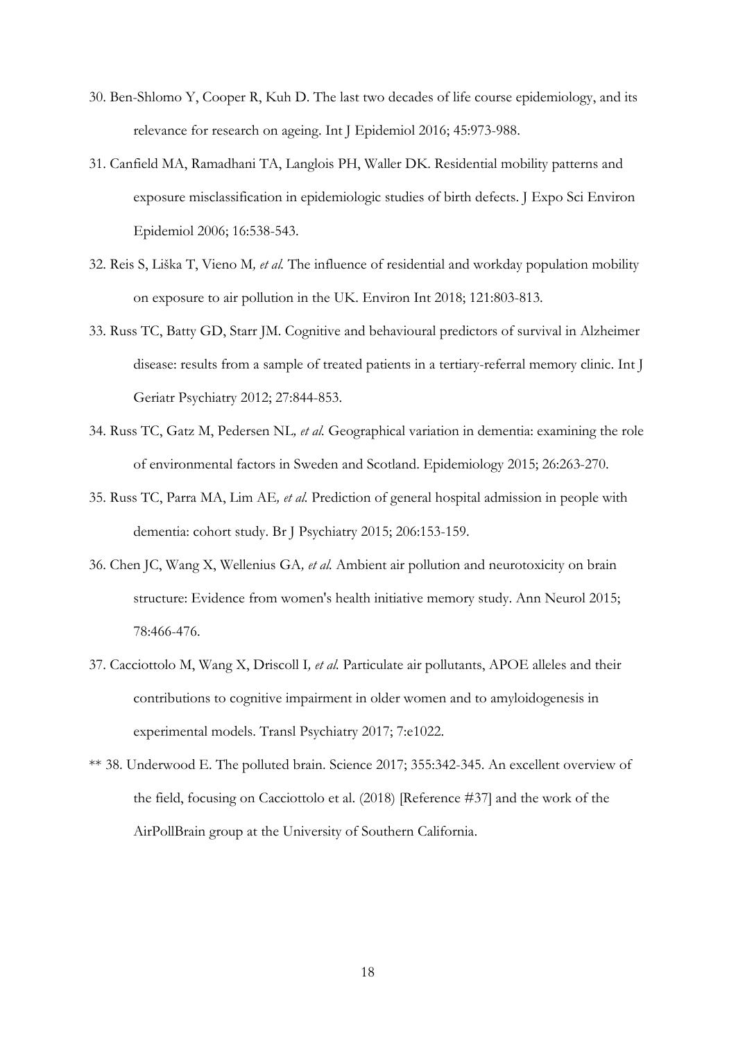30. Ben-Shlomo Y, Cooper R, Kuh D. The last two decades of life course epidemiology, and its relevance for research on ageing. Int J Epidemiol 2016; 45:973-988.

31. Canfield MA, Ramadhani TA, Langlois PH, Waller DK. Residential mobility patterns and exposure misclassification in epidemiologic studies of birth defects. J Expo Sci Environ Epidemiol 2006; 16:538-543.

32. Reis S, Liška T, Vieno M*, et al.* The influence of residential and workday population mobility on exposure to air pollution in the UK. Environ Int 2018; 121:803-813.

33. Russ TC, Batty GD, Starr JM. Cognitive and behavioural predictors of survival in Alzheimer disease: results from a sample of treated patients in a tertiary-referral memory clinic. Int J Geriatr Psychiatry 2012; 27:844-853.

34. Russ TC, Gatz M, Pedersen NL*, et al.* Geographical variation in dementia: examining the role of environmental factors in Sweden and Scotland. Epidemiology 2015; 26:263-270.

35. Russ TC, Parra MA, Lim AE*, et al.* Prediction of general hospital admission in people with dementia: cohort study. Br J Psychiatry 2015; 206:153-159.

36. Chen JC, Wang X, Wellenius GA*, et al.* Ambient air pollution and neurotoxicity on brain structure: Evidence from women's health initiative memory study. Ann Neurol 2015; 78:466-476.

37. Cacciottolo M, Wang X, Driscoll I*, et al.* Particulate air pollutants, APOE alleles and their contributions to cognitive impairment in older women and to amyloidogenesis in experimental models. Transl Psychiatry 2017; 7:e1022.

** 38. Underwood E. The polluted brain. Science 2017; 355:342-345. An excellent overview of the field, focusing on Cacciottolo et al. (2018) [Reference #37] and the work of the AirPollBrain group at the University of Southern California.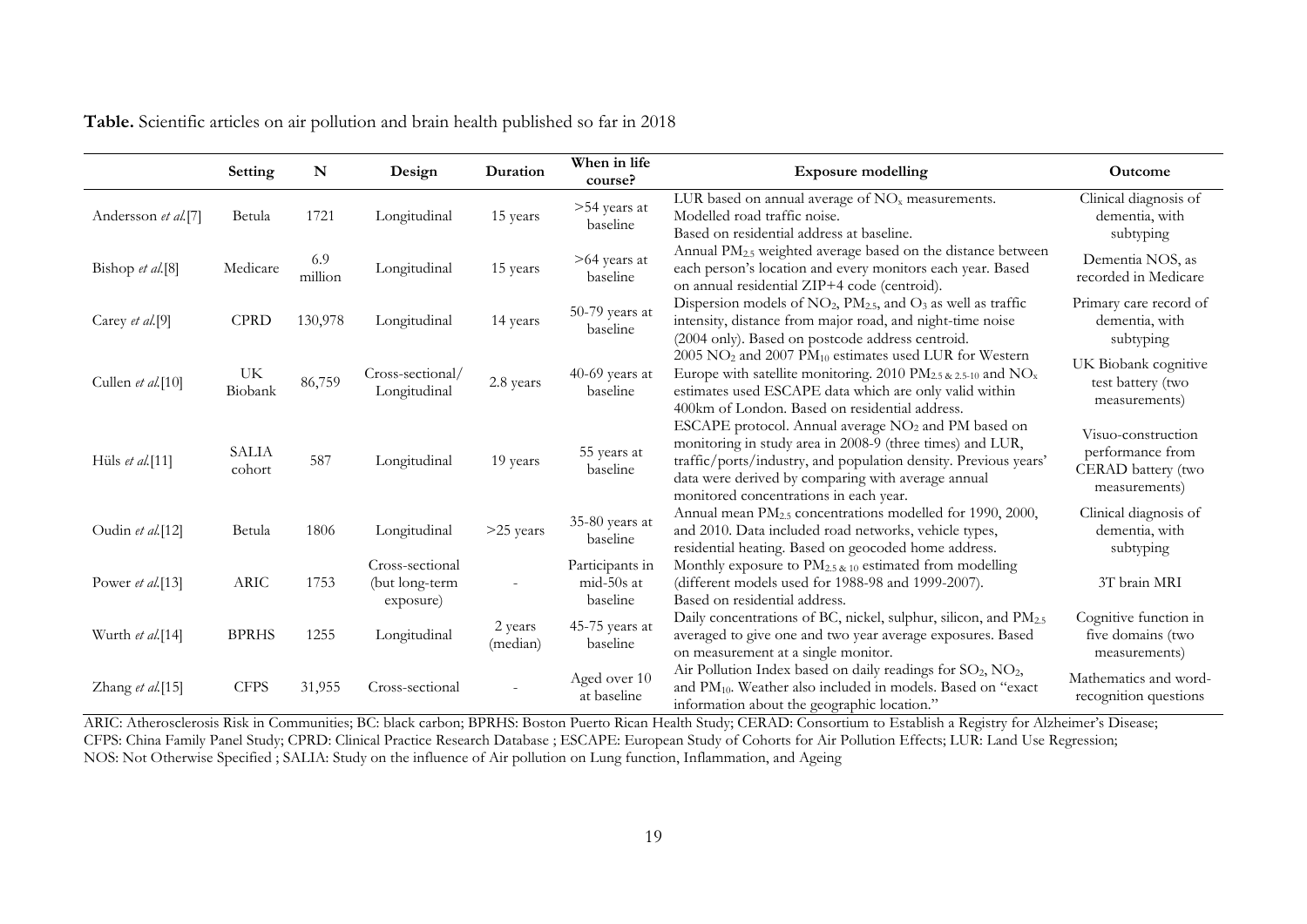**Table.** Scientific articles on air pollution and brain health published so far in 2018

| | Setting | N | Design | Duration | When in life course? | Exposure modelling | Outcome |
|---|---|---|---|---|---|---|---|
| Andersson *et al.*[7] | Betula | 1721 | Longitudinal | 15 years | >54 years at baseline | LUR based on annual average of $NO_x$ measurements. Modelled road traffic noise. Based on residential address at baseline. | Clinical diagnosis of dementia, with subtyping |
| Bishop *et al.*[8] | Medicare | 6.9 million | Longitudinal | 15 years | >64 years at baseline | Annual $PM_{2.5}$ weighted average based on the distance between each person's location and every monitors each year. Based on annual residential ZIP+4 code (centroid). | Dementia NOS, as recorded in Medicare |
| Carey *et al.*[9] | CPRD | 130,978 | Longitudinal | 14 years | 50-79 years at baseline | Dispersion models of $NO_2$, $PM_{2.5}$, and $O_3$ as well as traffic intensity, distance from major road, and night-time noise (2004 only). Based on postcode address centroid. | Primary care record of dementia, with subtyping |
| Cullen *et al.*[10] | UK Biobank | 86,759 | Cross-sectional/ Longitudinal | 2.8 years | 40-69 years at baseline | 2005 $NO_2$ and 2007 $PM_{10}$ estimates used LUR for Western Europe with satellite monitoring. 2010 $PM_{2.5\ \&\ 2.5\text{-}10}$ and $NO_x$ estimates used ESCAPE data which are only valid within 400km of London. Based on residential address. | UK Biobank cognitive test battery (two measurements) |
| Hüls *et al.*[11] | SALIA cohort | 587 | Longitudinal | 19 years | 55 years at baseline | ESCAPE protocol. Annual average $NO_2$ and PM based on monitoring in study area in 2008-9 (three times) and LUR, traffic/ports/industry, and population density. Previous years' data were derived by comparing with average annual monitored concentrations in each year. | Visuo-construction performance from CERAD battery (two measurements) |
| Oudin *et al.*[12] | Betula | 1806 | Longitudinal | >25 years | 35-80 years at baseline | Annual mean $PM_{2.5}$ concentrations modelled for 1990, 2000, and 2010. Data included road networks, vehicle types, residential heating. Based on geocoded home address. | Clinical diagnosis of dementia, with subtyping |
| Power *et al.*[13] | ARIC | 1753 | Cross-sectional (but long-term exposure) | - | Participants in mid-50s at baseline | Monthly exposure to $PM_{2.5\ \&\ 10}$ estimated from modelling (different models used for 1988-98 and 1999-2007). Based on residential address. | 3T brain MRI |
| Wurth *et al.*[14] | BPRHS | 1255 | Longitudinal | 2 years (median) | 45-75 years at baseline | Daily concentrations of BC, nickel, sulphur, silicon, and $PM_{2.5}$ averaged to give one and two year average exposures. Based on measurement at a single monitor. | Cognitive function in five domains (two measurements) |
| Zhang *et al.*[15] | CFPS | 31,955 | Cross-sectional | - | Aged over 10 at baseline | Air Pollution Index based on daily readings for $SO_2$, $NO_2$, and $PM_{10}$. Weather also included in models. Based on "exact information about the geographic location." | Mathematics and word-recognition questions |

ARIC: Atherosclerosis Risk in Communities; BC: black carbon; BPRHS: Boston Puerto Rican Health Study; CERAD: Consortium to Establish a Registry for Alzheimer's Disease; CFPS: China Family Panel Study; CPRD: Clinical Practice Research Database ; ESCAPE: European Study of Cohorts for Air Pollution Effects; LUR: Land Use Regression; NOS: Not Otherwise Specified ; SALIA: Study on the influence of Air pollution on Lung function, Inflammation, and Ageing